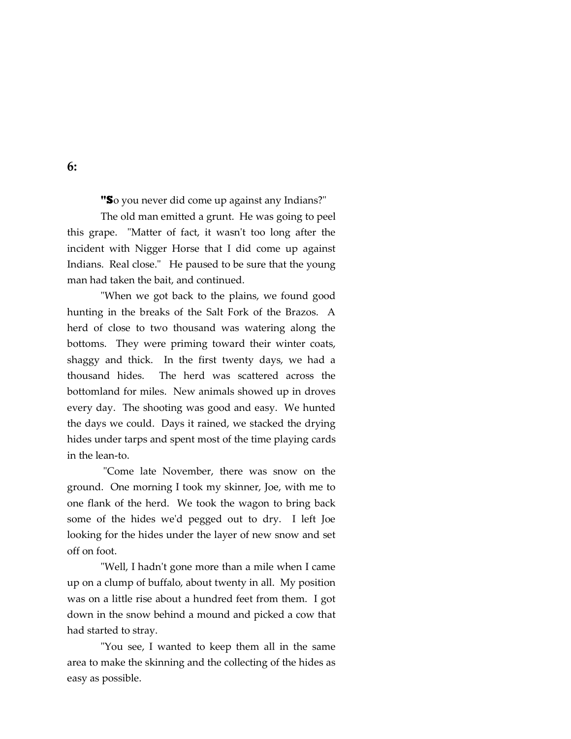# 6:

**"S**o you never did come up against any Indians?"

The old man emitted a grunt. He was going to peel this grape. "Matter of fact, it wasn't too long after the incident with Nigger Horse that I did come up against Indians. Real close." He paused to be sure that the young man had taken the bait, and continued.

"When we got back to the plains, we found good hunting in the breaks of the Salt Fork of the Brazos. A herd of close to two thousand was watering along the bottoms. They were priming toward their winter coats, shaggy and thick. In the first twenty days, we had a thousand hides. The herd was scattered across the bottomland for miles. New animals showed up in droves every day. The shooting was good and easy. We hunted the days we could. Days it rained, we stacked the drying hides under tarps and spent most of the time playing cards in the lean-to.

"Come late November, there was snow on the ground. One morning I took my skinner, Joe, with me to one flank of the herd. We took the wagon to bring back some of the hides we'd pegged out to dry. I left Joe looking for the hides under the layer of new snow and set off on foot.

"Well, I hadn't gone more than a mile when I came up on a clump of buffalo, about twenty in all. My position was on a little rise about a hundred feet from them. I got down in the snow behind a mound and picked a cow that had started to stray.

"You see, I wanted to keep them all in the same area to make the skinning and the collecting of the hides as easy as possible.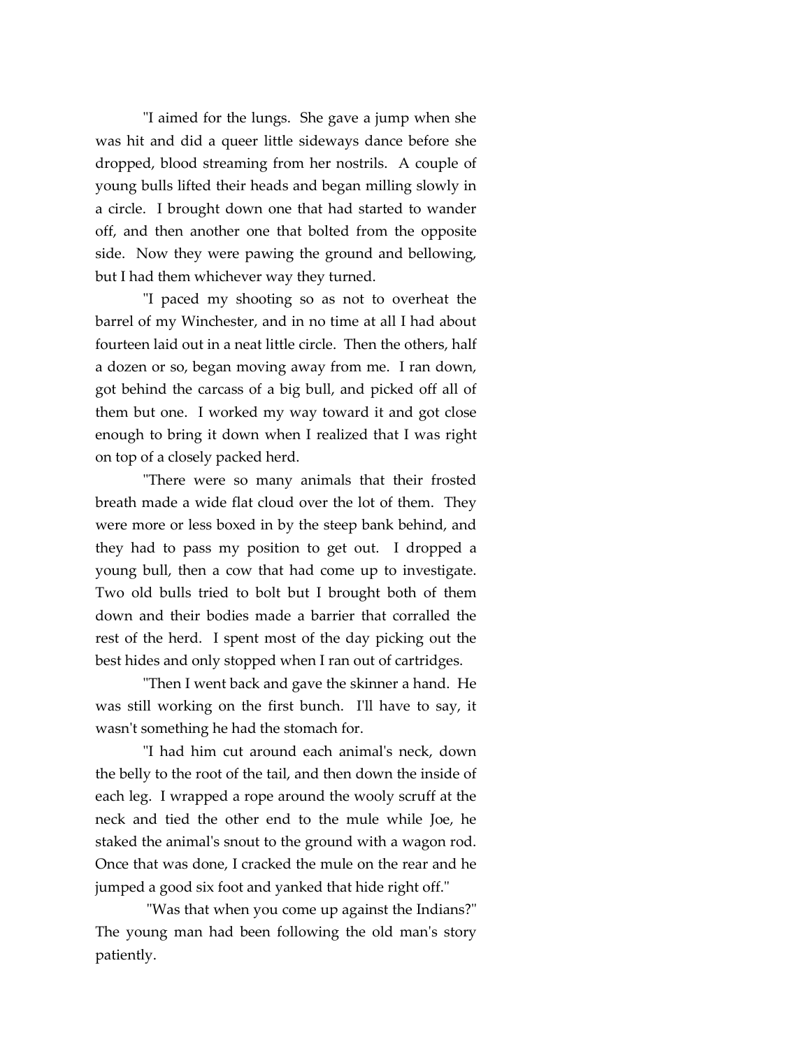"I aimed for the lungs. She gave a jump when she was hit and did a queer little sideways dance before she dropped, blood streaming from her nostrils. A couple of young bulls lifted their heads and began milling slowly in a circle. I brought down one that had started to wander off, and then another one that bolted from the opposite side. Now they were pawing the ground and bellowing, but I had them whichever way they turned.

"I paced my shooting so as not to overheat the barrel of my Winchester, and in no time at all I had about fourteen laid out in a neat little circle. Then the others, half a dozen or so, began moving away from me. I ran down, got behind the carcass of a big bull, and picked off all of them but one. I worked my way toward it and got close enough to bring it down when I realized that I was right on top of a closely packed herd.

"There were so many animals that their frosted breath made a wide flat cloud over the lot of them. They were more or less boxed in by the steep bank behind, and they had to pass my position to get out. I dropped a young bull, then a cow that had come up to investigate. Two old bulls tried to bolt but I brought both of them down and their bodies made a barrier that corralled the rest of the herd. I spent most of the day picking out the best hides and only stopped when I ran out of cartridges.

"Then I went back and gave the skinner a hand. He was still working on the first bunch. I'll have to say, it wasn't something he had the stomach for.

"I had him cut around each animal's neck, down the belly to the root of the tail, and then down the inside of each leg. I wrapped a rope around the wooly scruff at the neck and tied the other end to the mule while Joe, he staked the animal's snout to the ground with a wagon rod. Once that was done, I cracked the mule on the rear and he jumped a good six foot and yanked that hide right off."

"Was that when you come up against the Indians?" The young man had been following the old man's story patiently.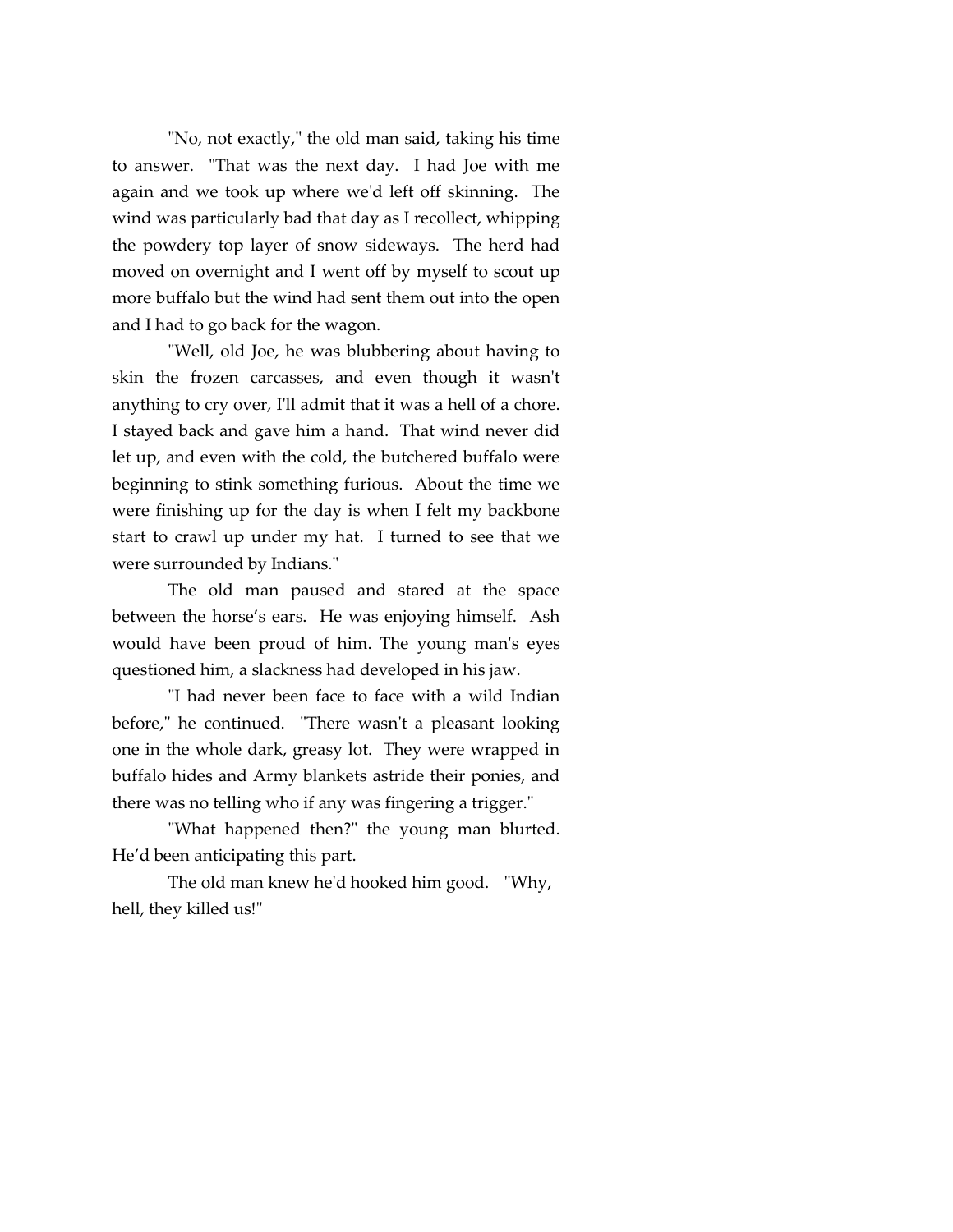"No, not exactly," the old man said, taking his time to answer. "That was the next day. I had Joe with me again and we took up where we'd left off skinning. The wind was particularly bad that day as I recollect, whipping the powdery top layer of snow sideways. The herd had moved on overnight and I went off by myself to scout up more buffalo but the wind had sent them out into the open and I had to go back for the wagon.

"Well, old Joe, he was blubbering about having to skin the frozen carcasses, and even though it wasn't anything to cry over, I'll admit that it was a hell of a chore. I stayed back and gave him a hand. That wind never did let up, and even with the cold, the butchered buffalo were beginning to stink something furious. About the time we were finishing up for the day is when I felt my backbone start to crawl up under my hat. I turned to see that we were surrounded by Indians."

The old man paused and stared at the space between the horse's ears. He was enjoying himself. Ash would have been proud of him. The young man's eyes questioned him, a slackness had developed in his jaw.

"I had never been face to face with a wild Indian before," he continued. "There wasn't a pleasant looking one in the whole dark, greasy lot. They were wrapped in buffalo hides and Army blankets astride their ponies, and there was no telling who if any was fingering a trigger."

"What happened then?" the young man blurted. He'd been anticipating this part.

The old man knew he'd hooked him good. "Why, hell, they killed us!"